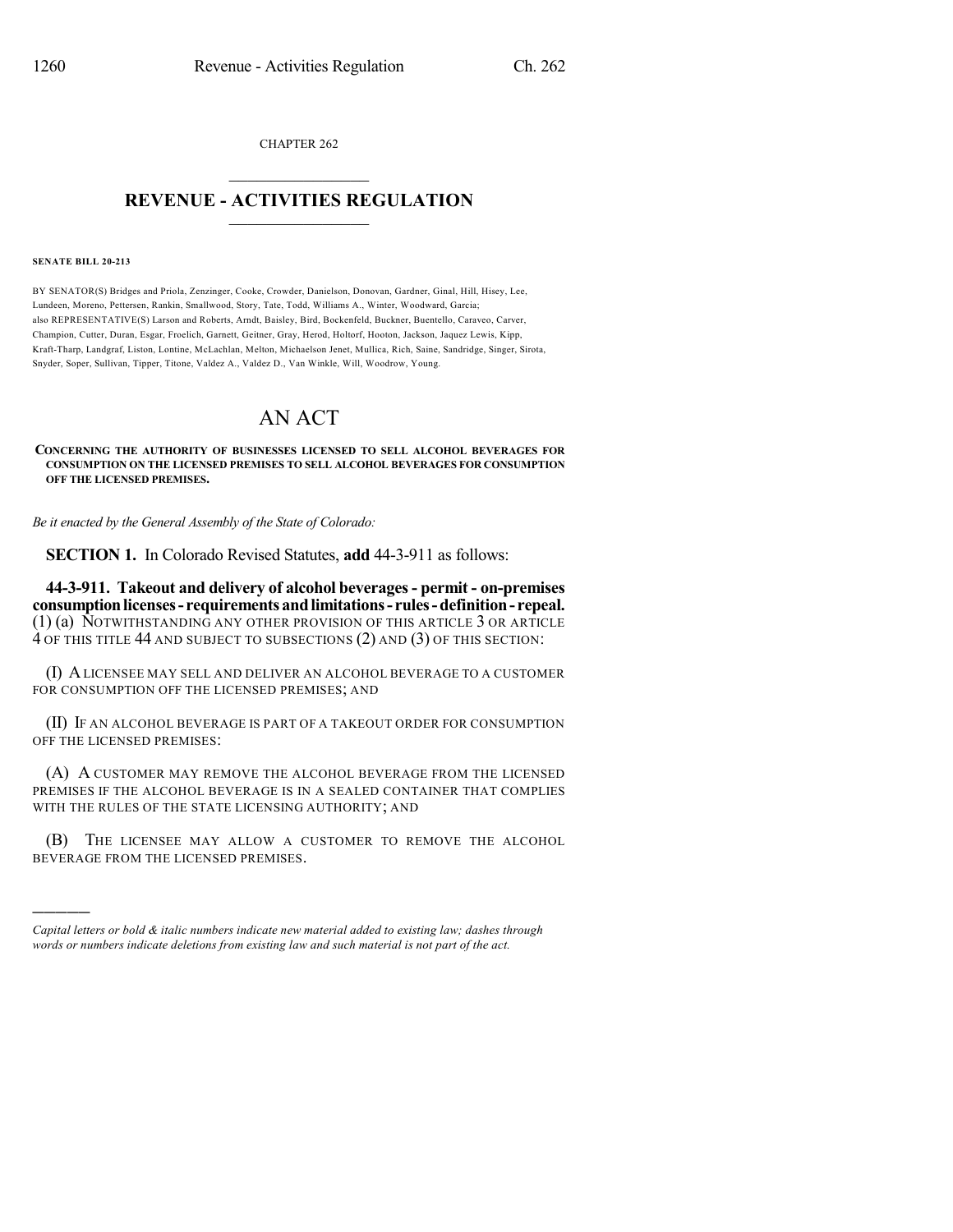CHAPTER 262

# REVENUE - ACTIVITIES REGULATION

**SENATE BILL 20-213**

BY SENATOR(S) Bridges and Priola, Zenzinger, Cooke, Crowder, Danielson, Donovan, Gardner, Ginal, Hill, Hisey, Lee, Lundeen, Moreno, Pettersen, Rankin, Smallwood, Story, Tate, Todd, Williams A., Winter, Woodward, Garcia;
also REPRESENTATIVE(S) Larson and Roberts, Arndt, Baisley, Bird, Bockenfeld, Buckner, Buentello, Caraveo, Carver, Champion, Cutter, Duran, Esgar, Froelich, Garnett, Geitner, Gray, Herod, Holtorf, Hooton, Jackson, Jaquez Lewis, Kipp, Kraft-Tharp, Landgraf, Liston, Lontine, McLachlan, Melton, Michaelson Jenet, Mullica, Rich, Saine, Sandridge, Singer, Sirota, Snyder, Soper, Sullivan, Tipper, Titone, Valdez A., Valdez D., Van Winkle, Will, Woodrow, Young.

# AN ACT

**CONCERNING THE AUTHORITY OF BUSINESSES LICENSED TO SELL ALCOHOL BEVERAGES FOR CONSUMPTION ON THE LICENSED PREMISES TO SELL ALCOHOL BEVERAGES FOR CONSUMPTION OFF THE LICENSED PREMISES.**

*Be it enacted by the General Assembly of the State of Colorado:*

**SECTION 1.** In Colorado Revised Statutes, **add** 44-3-911 as follows:

**44-3-911. Takeout and delivery of alcohol beverages - permit - on-premises consumption licenses - requirements and limitations - rules - definition - repeal.** (1) (a) NOTWITHSTANDING ANY OTHER PROVISION OF THIS ARTICLE 3 OR ARTICLE 4 OF THIS TITLE 44 AND SUBJECT TO SUBSECTIONS (2) AND (3) OF THIS SECTION:

(I) A LICENSEE MAY SELL AND DELIVER AN ALCOHOL BEVERAGE TO A CUSTOMER FOR CONSUMPTION OFF THE LICENSED PREMISES; AND

(II) IF AN ALCOHOL BEVERAGE IS PART OF A TAKEOUT ORDER FOR CONSUMPTION OFF THE LICENSED PREMISES:

(A) A CUSTOMER MAY REMOVE THE ALCOHOL BEVERAGE FROM THE LICENSED PREMISES IF THE ALCOHOL BEVERAGE IS IN A SEALED CONTAINER THAT COMPLIES WITH THE RULES OF THE STATE LICENSING AUTHORITY; AND

(B) THE LICENSEE MAY ALLOW A CUSTOMER TO REMOVE THE ALCOHOL BEVERAGE FROM THE LICENSED PREMISES.

---

*Capital letters or bold & italic numbers indicate new material added to existing law; dashes through words or numbers indicate deletions from existing law and such material is not part of the act.*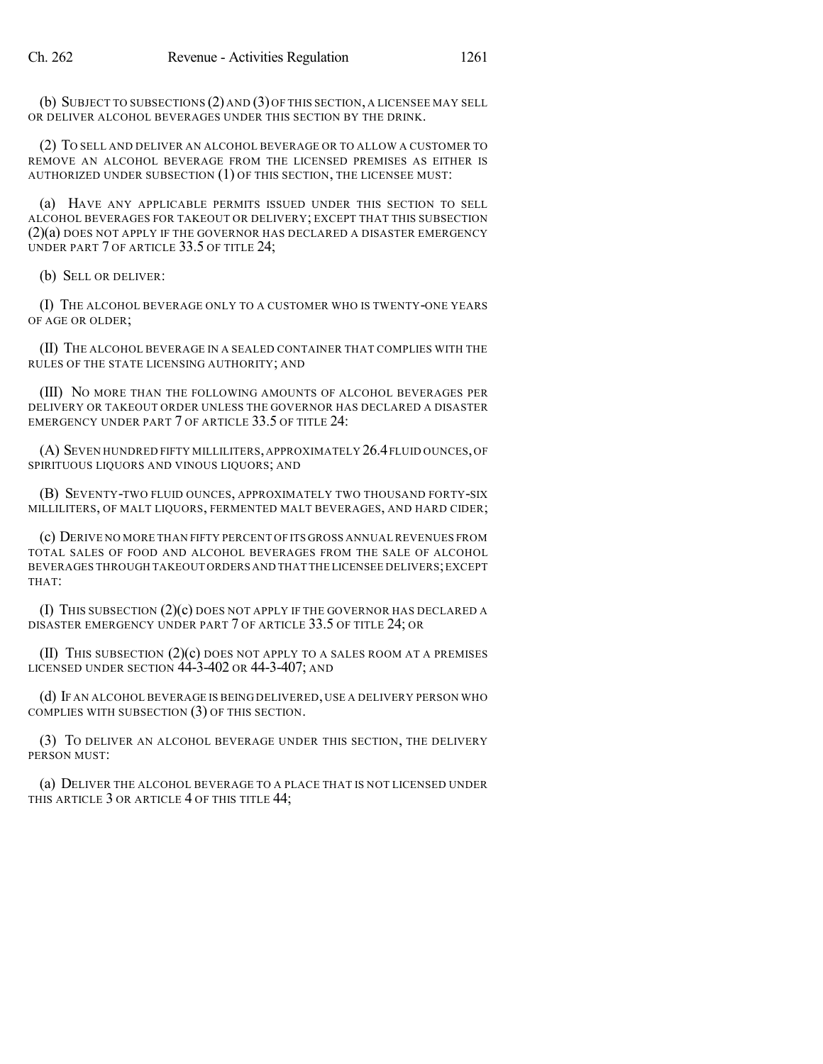(b) SUBJECT TO SUBSECTIONS (2) AND (3) OF THIS SECTION, A LICENSEE MAY SELL OR DELIVER ALCOHOL BEVERAGES UNDER THIS SECTION BY THE DRINK.

(2) TO SELL AND DELIVER AN ALCOHOL BEVERAGE OR TO ALLOW A CUSTOMER TO REMOVE AN ALCOHOL BEVERAGE FROM THE LICENSED PREMISES AS EITHER IS AUTHORIZED UNDER SUBSECTION (1) OF THIS SECTION, THE LICENSEE MUST:

(a) HAVE ANY APPLICABLE PERMITS ISSUED UNDER THIS SECTION TO SELL ALCOHOL BEVERAGES FOR TAKEOUT OR DELIVERY; EXCEPT THAT THIS SUBSECTION (2)(a) DOES NOT APPLY IF THE GOVERNOR HAS DECLARED A DISASTER EMERGENCY UNDER PART 7 OF ARTICLE 33.5 OF TITLE 24;

(b) SELL OR DELIVER:

(I) THE ALCOHOL BEVERAGE ONLY TO A CUSTOMER WHO IS TWENTY-ONE YEARS OF AGE OR OLDER;

(II) THE ALCOHOL BEVERAGE IN A SEALED CONTAINER THAT COMPLIES WITH THE RULES OF THE STATE LICENSING AUTHORITY; AND

(III) NO MORE THAN THE FOLLOWING AMOUNTS OF ALCOHOL BEVERAGES PER DELIVERY OR TAKEOUT ORDER UNLESS THE GOVERNOR HAS DECLARED A DISASTER EMERGENCY UNDER PART 7 OF ARTICLE 33.5 OF TITLE 24:

(A) SEVEN HUNDRED FIFTY MILLILITERS, APPROXIMATELY 26.4 FLUID OUNCES, OF SPIRITUOUS LIQUORS AND VINOUS LIQUORS; AND

(B) SEVENTY-TWO FLUID OUNCES, APPROXIMATELY TWO THOUSAND FORTY-SIX MILLILITERS, OF MALT LIQUORS, FERMENTED MALT BEVERAGES, AND HARD CIDER;

(c) DERIVE NO MORE THAN FIFTY PERCENT OF ITS GROSS ANNUAL REVENUES FROM TOTAL SALES OF FOOD AND ALCOHOL BEVERAGES FROM THE SALE OF ALCOHOL BEVERAGES THROUGH TAKEOUT ORDERS AND THAT THE LICENSEE DELIVERS; EXCEPT THAT:

(I) THIS SUBSECTION (2)(c) DOES NOT APPLY IF THE GOVERNOR HAS DECLARED A DISASTER EMERGENCY UNDER PART 7 OF ARTICLE 33.5 OF TITLE 24; OR

(II) THIS SUBSECTION (2)(c) DOES NOT APPLY TO A SALES ROOM AT A PREMISES LICENSED UNDER SECTION 44-3-402 OR 44-3-407; AND

(d) IF AN ALCOHOL BEVERAGE IS BEING DELIVERED, USE A DELIVERY PERSON WHO COMPLIES WITH SUBSECTION (3) OF THIS SECTION.

(3) TO DELIVER AN ALCOHOL BEVERAGE UNDER THIS SECTION, THE DELIVERY PERSON MUST:

(a) DELIVER THE ALCOHOL BEVERAGE TO A PLACE THAT IS NOT LICENSED UNDER THIS ARTICLE 3 OR ARTICLE 4 OF THIS TITLE 44;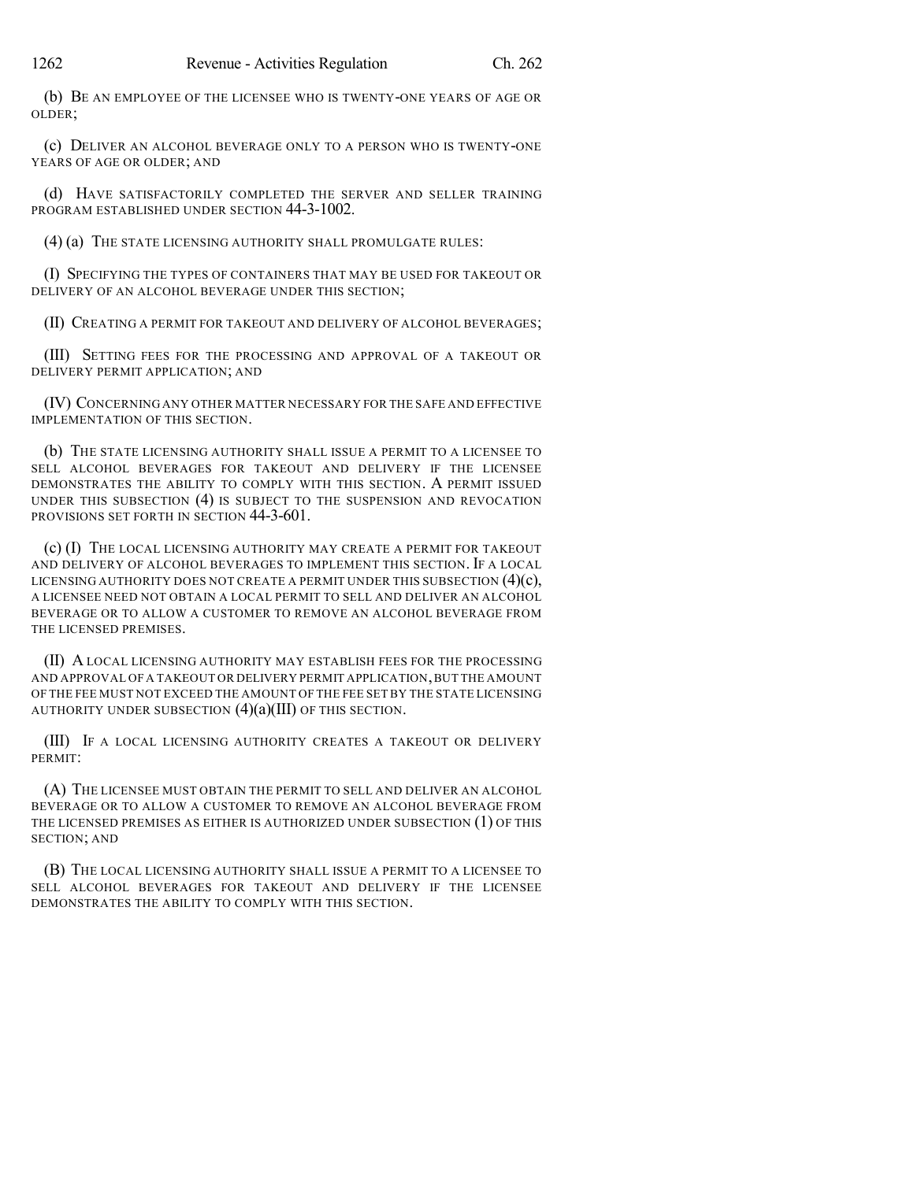(b) BE AN EMPLOYEE OF THE LICENSEE WHO IS TWENTY-ONE YEARS OF AGE OR OLDER;

(c) DELIVER AN ALCOHOL BEVERAGE ONLY TO A PERSON WHO IS TWENTY-ONE YEARS OF AGE OR OLDER; AND

(d) HAVE SATISFACTORILY COMPLETED THE SERVER AND SELLER TRAINING PROGRAM ESTABLISHED UNDER SECTION 44-3-1002.

(4) (a) THE STATE LICENSING AUTHORITY SHALL PROMULGATE RULES:

(I) SPECIFYING THE TYPES OF CONTAINERS THAT MAY BE USED FOR TAKEOUT OR DELIVERY OF AN ALCOHOL BEVERAGE UNDER THIS SECTION;

(II) CREATING A PERMIT FOR TAKEOUT AND DELIVERY OF ALCOHOL BEVERAGES;

(III) SETTING FEES FOR THE PROCESSING AND APPROVAL OF A TAKEOUT OR DELIVERY PERMIT APPLICATION; AND

(IV) CONCERNING ANY OTHER MATTER NECESSARY FOR THE SAFE AND EFFECTIVE IMPLEMENTATION OF THIS SECTION.

(b) THE STATE LICENSING AUTHORITY SHALL ISSUE A PERMIT TO A LICENSEE TO SELL ALCOHOL BEVERAGES FOR TAKEOUT AND DELIVERY IF THE LICENSEE DEMONSTRATES THE ABILITY TO COMPLY WITH THIS SECTION. A PERMIT ISSUED UNDER THIS SUBSECTION (4) IS SUBJECT TO THE SUSPENSION AND REVOCATION PROVISIONS SET FORTH IN SECTION 44-3-601.

(c) (I) THE LOCAL LICENSING AUTHORITY MAY CREATE A PERMIT FOR TAKEOUT AND DELIVERY OF ALCOHOL BEVERAGES TO IMPLEMENT THIS SECTION. IF A LOCAL LICENSING AUTHORITY DOES NOT CREATE A PERMIT UNDER THIS SUBSECTION (4)(c), A LICENSEE NEED NOT OBTAIN A LOCAL PERMIT TO SELL AND DELIVER AN ALCOHOL BEVERAGE OR TO ALLOW A CUSTOMER TO REMOVE AN ALCOHOL BEVERAGE FROM THE LICENSED PREMISES.

(II) A LOCAL LICENSING AUTHORITY MAY ESTABLISH FEES FOR THE PROCESSING AND APPROVAL OF A TAKEOUT OR DELIVERY PERMIT APPLICATION, BUT THE AMOUNT OF THE FEE MUST NOT EXCEED THE AMOUNT OF THE FEE SET BY THE STATE LICENSING AUTHORITY UNDER SUBSECTION (4)(a)(III) OF THIS SECTION.

(III) IF A LOCAL LICENSING AUTHORITY CREATES A TAKEOUT OR DELIVERY PERMIT:

(A) THE LICENSEE MUST OBTAIN THE PERMIT TO SELL AND DELIVER AN ALCOHOL BEVERAGE OR TO ALLOW A CUSTOMER TO REMOVE AN ALCOHOL BEVERAGE FROM THE LICENSED PREMISES AS EITHER IS AUTHORIZED UNDER SUBSECTION (1) OF THIS SECTION; AND

(B) THE LOCAL LICENSING AUTHORITY SHALL ISSUE A PERMIT TO A LICENSEE TO SELL ALCOHOL BEVERAGES FOR TAKEOUT AND DELIVERY IF THE LICENSEE DEMONSTRATES THE ABILITY TO COMPLY WITH THIS SECTION.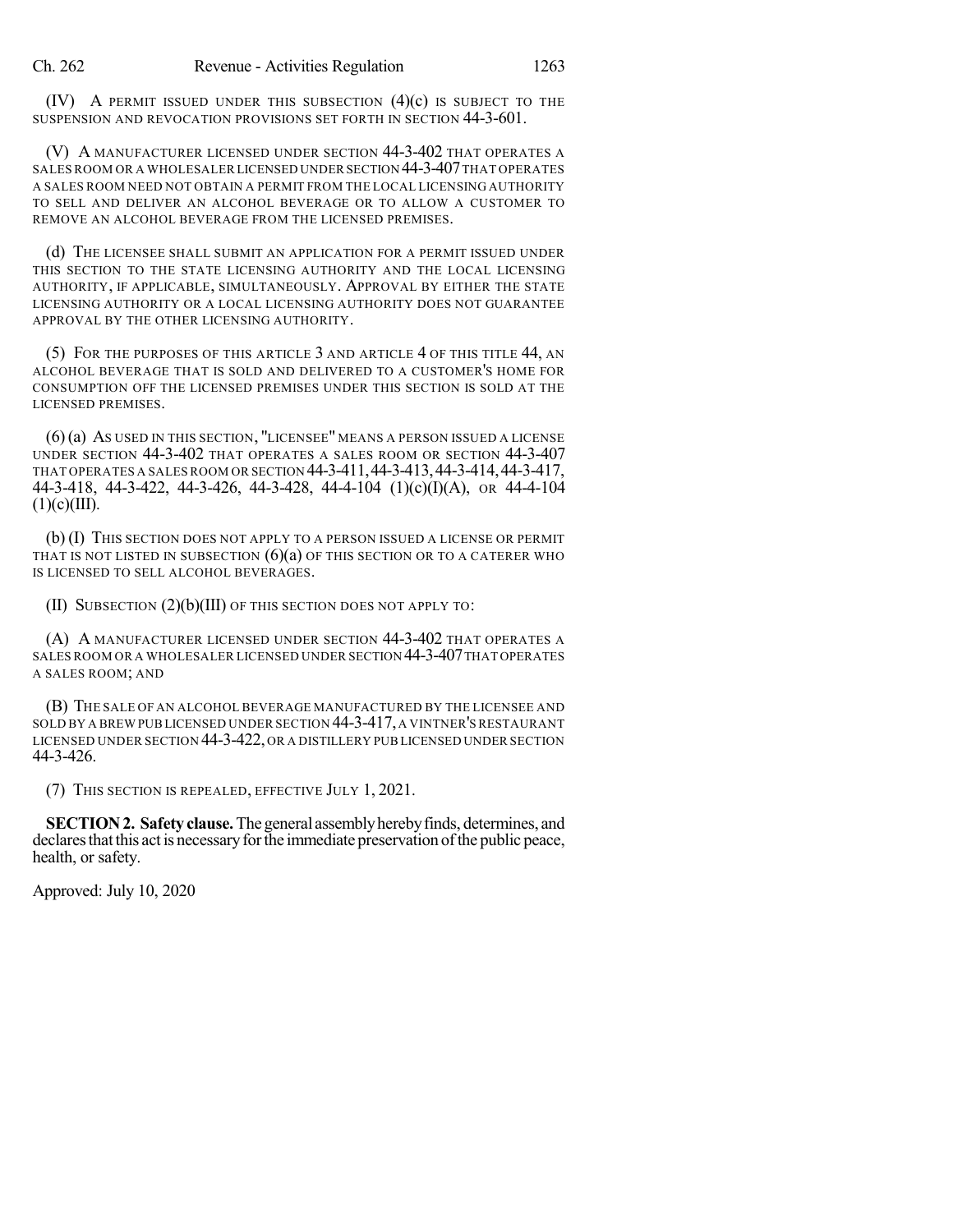(IV) A PERMIT ISSUED UNDER THIS SUBSECTION (4)(c) IS SUBJECT TO THE SUSPENSION AND REVOCATION PROVISIONS SET FORTH IN SECTION 44-3-601.

(V) A MANUFACTURER LICENSED UNDER SECTION 44-3-402 THAT OPERATES A SALES ROOM OR A WHOLESALER LICENSED UNDER SECTION 44-3-407 THAT OPERATES A SALES ROOM NEED NOT OBTAIN A PERMIT FROM THE LOCAL LICENSING AUTHORITY TO SELL AND DELIVER AN ALCOHOL BEVERAGE OR TO ALLOW A CUSTOMER TO REMOVE AN ALCOHOL BEVERAGE FROM THE LICENSED PREMISES.

(d) THE LICENSEE SHALL SUBMIT AN APPLICATION FOR A PERMIT ISSUED UNDER THIS SECTION TO THE STATE LICENSING AUTHORITY AND THE LOCAL LICENSING AUTHORITY, IF APPLICABLE, SIMULTANEOUSLY. APPROVAL BY EITHER THE STATE LICENSING AUTHORITY OR A LOCAL LICENSING AUTHORITY DOES NOT GUARANTEE APPROVAL BY THE OTHER LICENSING AUTHORITY.

(5) FOR THE PURPOSES OF THIS ARTICLE 3 AND ARTICLE 4 OF THIS TITLE 44, AN ALCOHOL BEVERAGE THAT IS SOLD AND DELIVERED TO A CUSTOMER'S HOME FOR CONSUMPTION OFF THE LICENSED PREMISES UNDER THIS SECTION IS SOLD AT THE LICENSED PREMISES.

(6) (a) AS USED IN THIS SECTION, "LICENSEE" MEANS A PERSON ISSUED A LICENSE UNDER SECTION 44-3-402 THAT OPERATES A SALES ROOM OR SECTION 44-3-407 THAT OPERATES A SALES ROOM OR SECTION 44-3-411, 44-3-413, 44-3-414, 44-3-417, 44-3-418, 44-3-422, 44-3-426, 44-3-428, 44-4-104 (1)(c)(I)(A), OR 44-4-104 (1)(c)(III).

(b) (I) THIS SECTION DOES NOT APPLY TO A PERSON ISSUED A LICENSE OR PERMIT THAT IS NOT LISTED IN SUBSECTION (6)(a) OF THIS SECTION OR TO A CATERER WHO IS LICENSED TO SELL ALCOHOL BEVERAGES.

(II) SUBSECTION (2)(b)(III) OF THIS SECTION DOES NOT APPLY TO:

(A) A MANUFACTURER LICENSED UNDER SECTION 44-3-402 THAT OPERATES A SALES ROOM OR A WHOLESALER LICENSED UNDER SECTION 44-3-407 THAT OPERATES A SALES ROOM; AND

(B) THE SALE OF AN ALCOHOL BEVERAGE MANUFACTURED BY THE LICENSEE AND SOLD BY A BREW PUB LICENSED UNDER SECTION 44-3-417, A VINTNER'S RESTAURANT LICENSED UNDER SECTION 44-3-422, OR A DISTILLERY PUB LICENSED UNDER SECTION 44-3-426.

(7) THIS SECTION IS REPEALED, EFFECTIVE JULY 1, 2021.

**SECTION 2. Safety clause.** The general assembly hereby finds, determines, and declares that this act is necessary for the immediate preservation of the public peace, health, or safety.

Approved: July 10, 2020